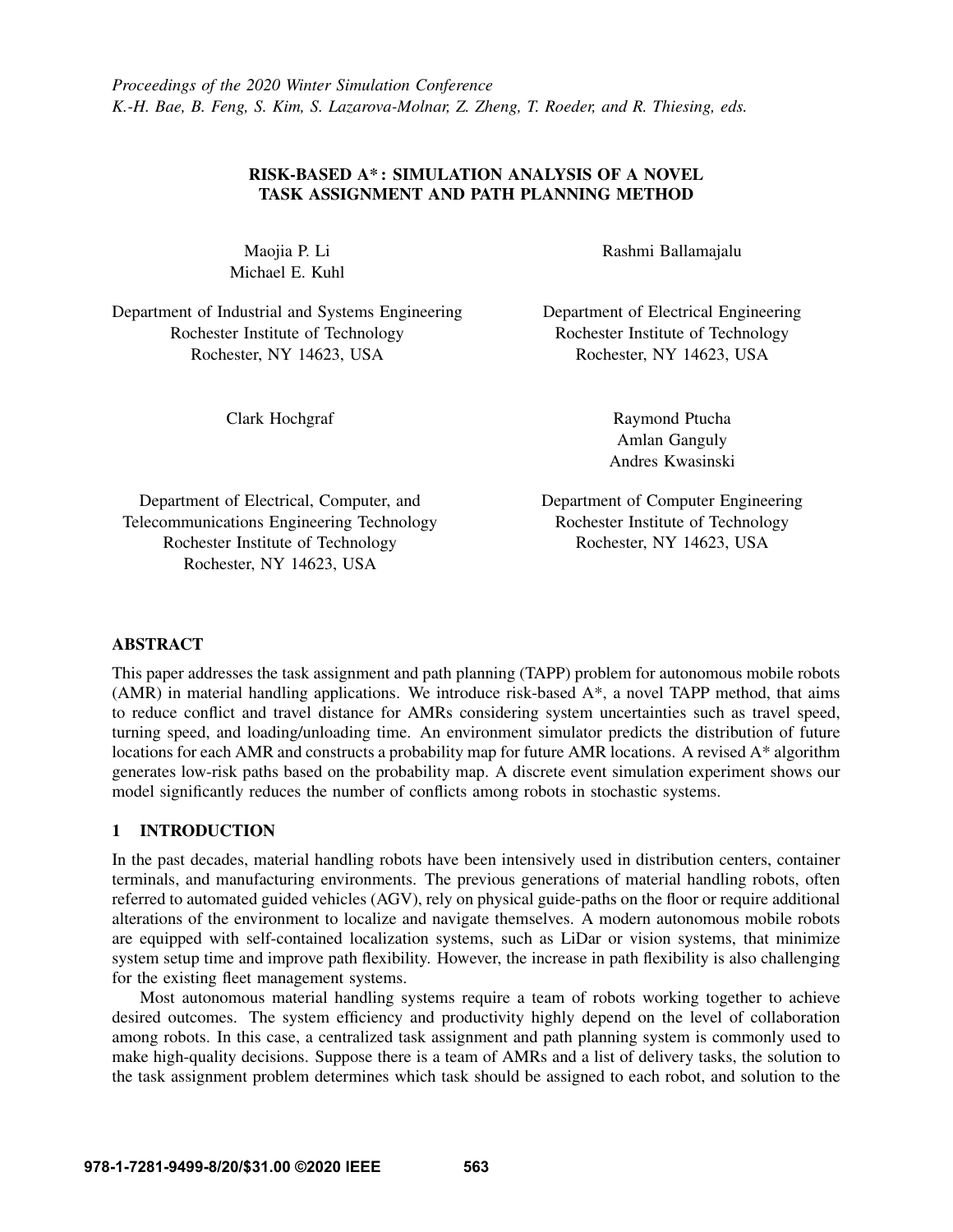Proceedings of the 2020 Winter Simulation Conference
K.-H. Bae, B. Feng, S. Kim, S. Lazarova-Molnar, Z. Zheng, T. Roeder, and R. Thiesing, eds.

# RISK-BASED A*: SIMULATION ANALYSIS OF A NOVEL TASK ASSIGNMENT AND PATH PLANNING METHOD

Maojia P. Li
Michael E. Kuhl

Department of Industrial and Systems Engineering
Rochester Institute of Technology
Rochester, NY 14623, USA

Rashmi Ballamajalu

Department of Electrical Engineering
Rochester Institute of Technology
Rochester, NY 14623, USA

Clark Hochgraf

Department of Electrical, Computer, and Telecommunications Engineering Technology
Rochester Institute of Technology
Rochester, NY 14623, USA

Raymond Ptucha
Amlan Ganguly
Andres Kwasinski

Department of Computer Engineering
Rochester Institute of Technology
Rochester, NY 14623, USA

## ABSTRACT

This paper addresses the task assignment and path planning (TAPP) problem for autonomous mobile robots (AMR) in material handling applications. We introduce risk-based A*, a novel TAPP method, that aims to reduce conflict and travel distance for AMRs considering system uncertainties such as travel speed, turning speed, and loading/unloading time. An environment simulator predicts the distribution of future locations for each AMR and constructs a probability map for future AMR locations. A revised A* algorithm generates low-risk paths based on the probability map. A discrete event simulation experiment shows our model significantly reduces the number of conflicts among robots in stochastic systems.

## 1 INTRODUCTION

In the past decades, material handling robots have been intensively used in distribution centers, container terminals, and manufacturing environments. The previous generations of material handling robots, often referred to automated guided vehicles (AGV), rely on physical guide-paths on the floor or require additional alterations of the environment to localize and navigate themselves. A modern autonomous mobile robots are equipped with self-contained localization systems, such as LiDar or vision systems, that minimize system setup time and improve path flexibility. However, the increase in path flexibility is also challenging for the existing fleet management systems.

Most autonomous material handling systems require a team of robots working together to achieve desired outcomes. The system efficiency and productivity highly depend on the level of collaboration among robots. In this case, a centralized task assignment and path planning system is commonly used to make high-quality decisions. Suppose there is a team of AMRs and a list of delivery tasks, the solution to the task assignment problem determines which task should be assigned to each robot, and solution to the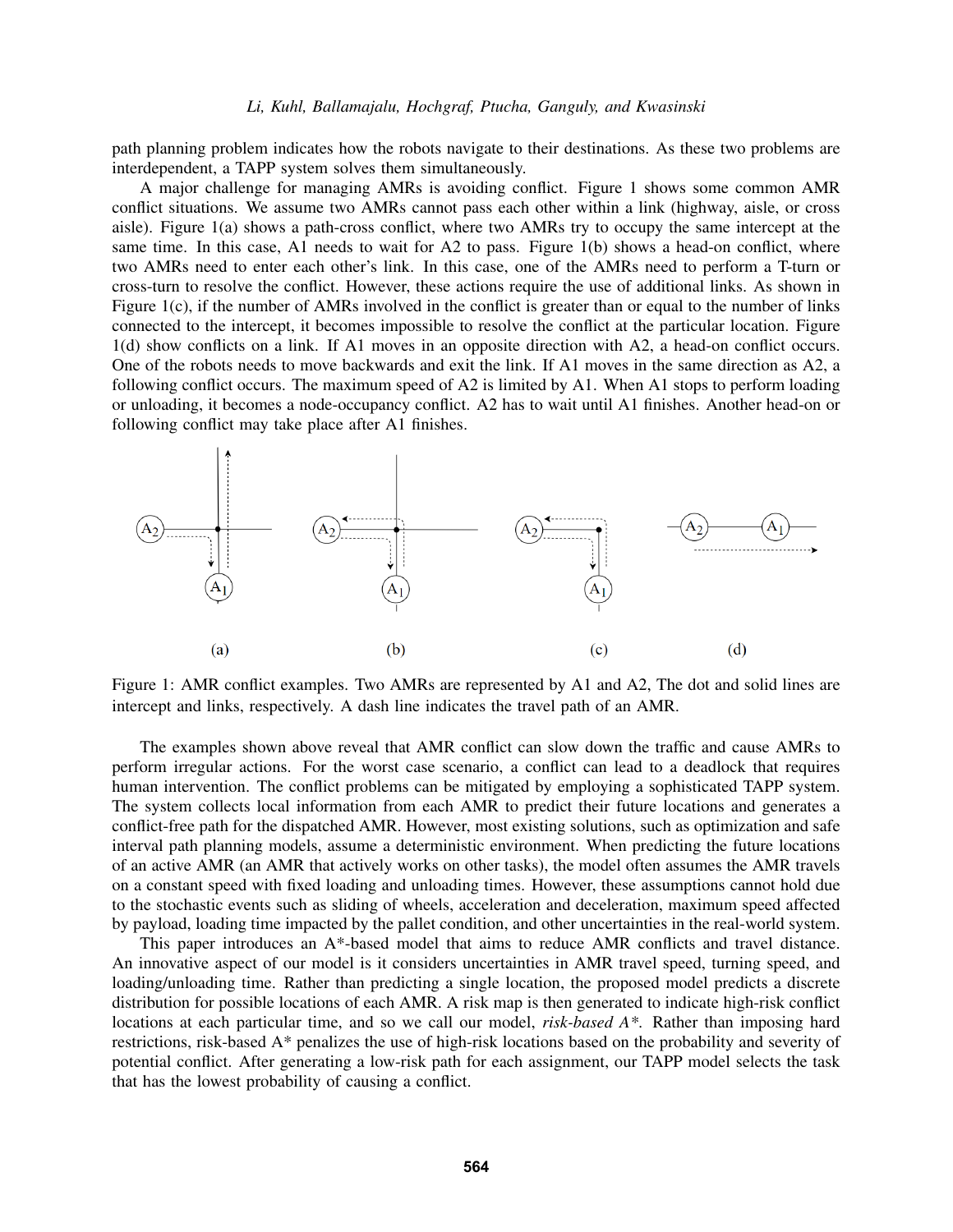path planning problem indicates how the robots navigate to their destinations. As these two problems are interdependent, a TAPP system solves them simultaneously.

A major challenge for managing AMRs is avoiding conflict. Figure 1 shows some common AMR conflict situations. We assume two AMRs cannot pass each other within a link (highway, aisle, or cross aisle). Figure 1(a) shows a path-cross conflict, where two AMRs try to occupy the same intercept at the same time. In this case, A1 needs to wait for A2 to pass. Figure 1(b) shows a head-on conflict, where two AMRs need to enter each other's link. In this case, one of the AMRs need to perform a T-turn or cross-turn to resolve the conflict. However, these actions require the use of additional links. As shown in Figure 1(c), if the number of AMRs involved in the conflict is greater than or equal to the number of links connected to the intercept, it becomes impossible to resolve the conflict at the particular location. Figure 1(d) show conflicts on a link. If A1 moves in an opposite direction with A2, a head-on conflict occurs. One of the robots needs to move backwards and exit the link. If A1 moves in the same direction as A2, a following conflict occurs. The maximum speed of A2 is limited by A1. When A1 stops to perform loading or unloading, it becomes a node-occupancy conflict. A2 has to wait until A1 finishes. Another head-on or following conflict may take place after A1 finishes.

Figure 1: AMR conflict examples. Two AMRs are represented by A1 and A2, The dot and solid lines are intercept and links, respectively. A dash line indicates the travel path of an AMR.

The examples shown above reveal that AMR conflict can slow down the traffic and cause AMRs to perform irregular actions. For the worst case scenario, a conflict can lead to a deadlock that requires human intervention. The conflict problems can be mitigated by employing a sophisticated TAPP system. The system collects local information from each AMR to predict their future locations and generates a conflict-free path for the dispatched AMR. However, most existing solutions, such as optimization and safe interval path planning models, assume a deterministic environment. When predicting the future locations of an active AMR (an AMR that actively works on other tasks), the model often assumes the AMR travels on a constant speed with fixed loading and unloading times. However, these assumptions cannot hold due to the stochastic events such as sliding of wheels, acceleration and deceleration, maximum speed affected by payload, loading time impacted by the pallet condition, and other uncertainties in the real-world system.

This paper introduces an A*-based model that aims to reduce AMR conflicts and travel distance. An innovative aspect of our model is it considers uncertainties in AMR travel speed, turning speed, and loading/unloading time. Rather than predicting a single location, the proposed model predicts a discrete distribution for possible locations of each AMR. A risk map is then generated to indicate high-risk conflict locations at each particular time, and so we call our model, *risk-based A\*.* Rather than imposing hard restrictions, risk-based A* penalizes the use of high-risk locations based on the probability and severity of potential conflict. After generating a low-risk path for each assignment, our TAPP model selects the task that has the lowest probability of causing a conflict.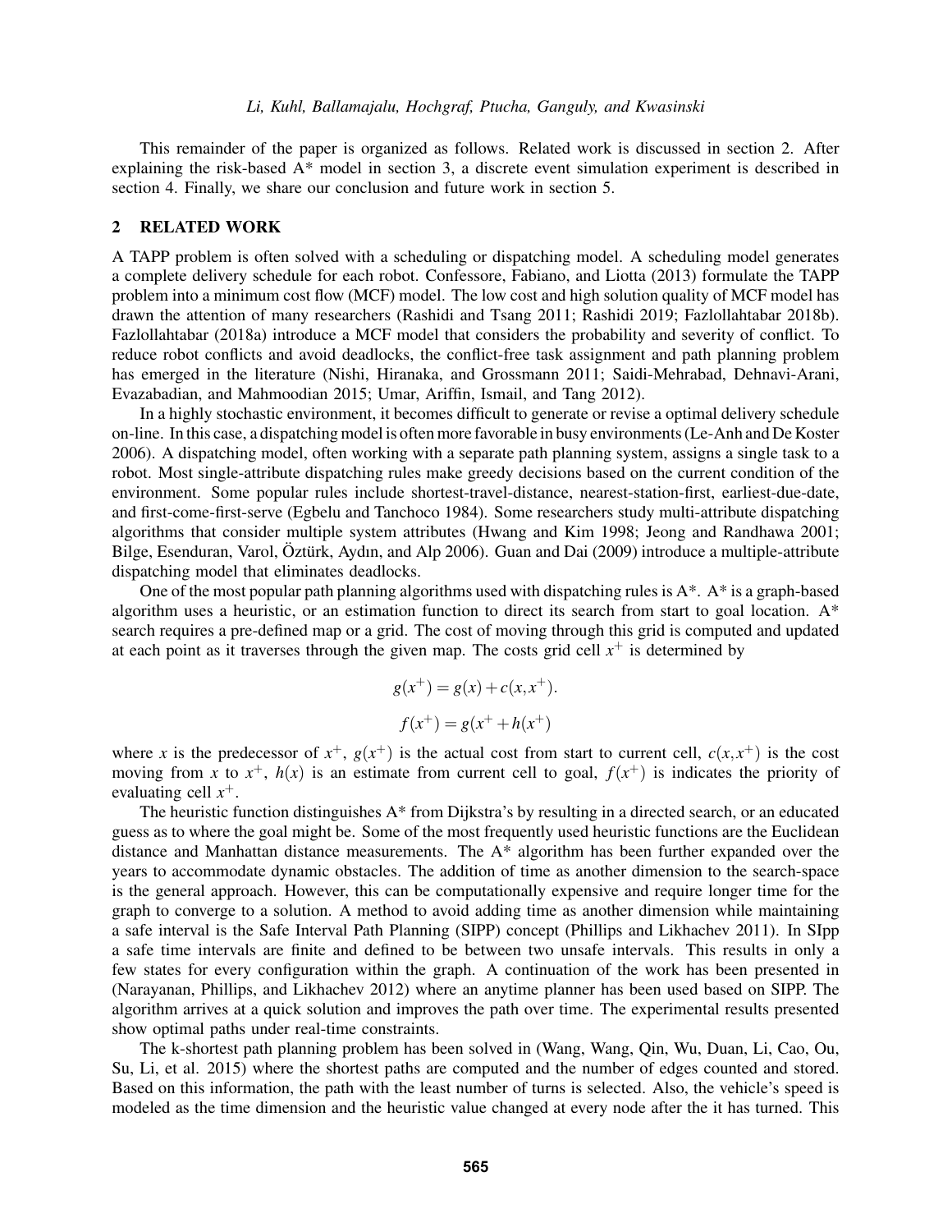This remainder of the paper is organized as follows. Related work is discussed in section 2. After explaining the risk-based A* model in section 3, a discrete event simulation experiment is described in section 4. Finally, we share our conclusion and future work in section 5.

## 2 RELATED WORK

A TAPP problem is often solved with a scheduling or dispatching model. A scheduling model generates a complete delivery schedule for each robot. Confessore, Fabiano, and Liotta (2013) formulate the TAPP problem into a minimum cost flow (MCF) model. The low cost and high solution quality of MCF model has drawn the attention of many researchers (Rashidi and Tsang 2011; Rashidi 2019; Fazlollahtabar 2018b). Fazlollahtabar (2018a) introduce a MCF model that considers the probability and severity of conflict. To reduce robot conflicts and avoid deadlocks, the conflict-free task assignment and path planning problem has emerged in the literature (Nishi, Hiranaka, and Grossmann 2011; Saidi-Mehrabad, Dehnavi-Arani, Evazabadian, and Mahmoodian 2015; Umar, Ariffin, Ismail, and Tang 2012).

In a highly stochastic environment, it becomes difficult to generate or revise a optimal delivery schedule on-line. In this case, a dispatching model is often more favorable in busy environments (Le-Anh and De Koster 2006). A dispatching model, often working with a separate path planning system, assigns a single task to a robot. Most single-attribute dispatching rules make greedy decisions based on the current condition of the environment. Some popular rules include shortest-travel-distance, nearest-station-first, earliest-due-date, and first-come-first-serve (Egbelu and Tanchoco 1984). Some researchers study multi-attribute dispatching algorithms that consider multiple system attributes (Hwang and Kim 1998; Jeong and Randhawa 2001; Bilge, Esenduran, Varol, Öztürk, Aydın, and Alp 2006). Guan and Dai (2009) introduce a multiple-attribute dispatching model that eliminates deadlocks.

One of the most popular path planning algorithms used with dispatching rules is A*. A* is a graph-based algorithm uses a heuristic, or an estimation function to direct its search from start to goal location. A* search requires a pre-defined map or a grid. The cost of moving through this grid is computed and updated at each point as it traverses through the given map. The costs grid cell $x^+$ is determined by

$$g(x^+) = g(x) + c(x, x^+).$$

$$f(x^+) = g(x^+ + h(x^+)$$

where $x$ is the predecessor of $x^+$, $g(x^+)$ is the actual cost from start to current cell, $c(x, x^+)$ is the cost moving from $x$ to $x^+$, $h(x)$ is an estimate from current cell to goal, $f(x^+)$ is indicates the priority of evaluating cell $x^+$.

The heuristic function distinguishes A* from Dijkstra's by resulting in a directed search, or an educated guess as to where the goal might be. Some of the most frequently used heuristic functions are the Euclidean distance and Manhattan distance measurements. The A* algorithm has been further expanded over the years to accommodate dynamic obstacles. The addition of time as another dimension to the search-space is the general approach. However, this can be computationally expensive and require longer time for the graph to converge to a solution. A method to avoid adding time as another dimension while maintaining a safe interval is the Safe Interval Path Planning (SIPP) concept (Phillips and Likhachev 2011). In SIpp a safe time intervals are finite and defined to be between two unsafe intervals. This results in only a few states for every configuration within the graph. A continuation of the work has been presented in (Narayanan, Phillips, and Likhachev 2012) where an anytime planner has been used based on SIPP. The algorithm arrives at a quick solution and improves the path over time. The experimental results presented show optimal paths under real-time constraints.

The k-shortest path planning problem has been solved in (Wang, Wang, Qin, Wu, Duan, Li, Cao, Ou, Su, Li, et al. 2015) where the shortest paths are computed and the number of edges counted and stored. Based on this information, the path with the least number of turns is selected. Also, the vehicle's speed is modeled as the time dimension and the heuristic value changed at every node after the it has turned. This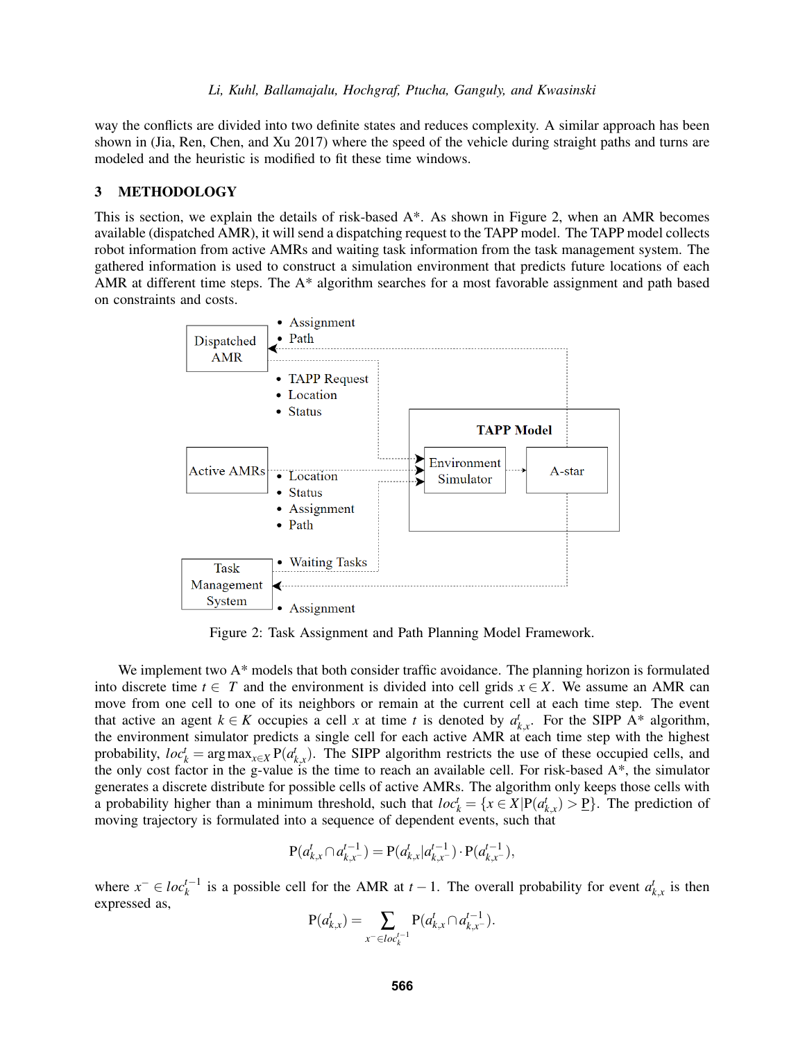way the conflicts are divided into two definite states and reduces complexity. A similar approach has been shown in (Jia, Ren, Chen, and Xu 2017) where the speed of the vehicle during straight paths and turns are modeled and the heuristic is modified to fit these time windows.

## 3 METHODOLOGY

This is section, we explain the details of risk-based A*. As shown in Figure 2, when an AMR becomes available (dispatched AMR), it will send a dispatching request to the TAPP model. The TAPP model collects robot information from active AMRs and waiting task information from the task management system. The gathered information is used to construct a simulation environment that predicts future locations of each AMR at different time steps. The A* algorithm searches for a most favorable assignment and path based on constraints and costs.

Figure 2: Task Assignment and Path Planning Model Framework.

We implement two A* models that both consider traffic avoidance. The planning horizon is formulated into discrete time $t \in T$ and the environment is divided into cell grids $x \in X$. We assume an AMR can move from one cell to one of its neighbors or remain at the current cell at each time step. The event that active an agent $k \in K$ occupies a cell $x$ at time $t$ is denoted by $a^t_{k,x}$. For the SIPP A* algorithm, the environment simulator predicts a single cell for each active AMR at each time step with the highest probability, $loc^t_k = \arg\max_{x \in X} \mathrm{P}(a^t_{k,x})$. The SIPP algorithm restricts the use of these occupied cells, and the only cost factor in the g-value is the time to reach an available cell. For risk-based A*, the simulator generates a discrete distribute for possible cells of active AMRs. The algorithm only keeps those cells with a probability higher than a minimum threshold, such that $loc^t_k = \{x \in X | \mathrm{P}(a^t_{k,x}) > \underline{\mathrm{P}}\}$. The prediction of moving trajectory is formulated into a sequence of dependent events, such that

$$\mathrm{P}(a^t_{k,x} \cap a^{t-1}_{k,x^-}) = \mathrm{P}(a^t_{k,x} | a^{t-1}_{k,x^-}) \cdot \mathrm{P}(a^{t-1}_{k,x^-}),$$

where $x^- \in loc^{t-1}_k$ is a possible cell for the AMR at $t-1$. The overall probability for event $a^t_{k,x}$ is then expressed as,

$$\mathrm{P}(a^t_{k,x}) = \sum_{x^- \in loc^{t-1}_k} \mathrm{P}(a^t_{k,x} \cap a^{t-1}_{k,x^-}).$$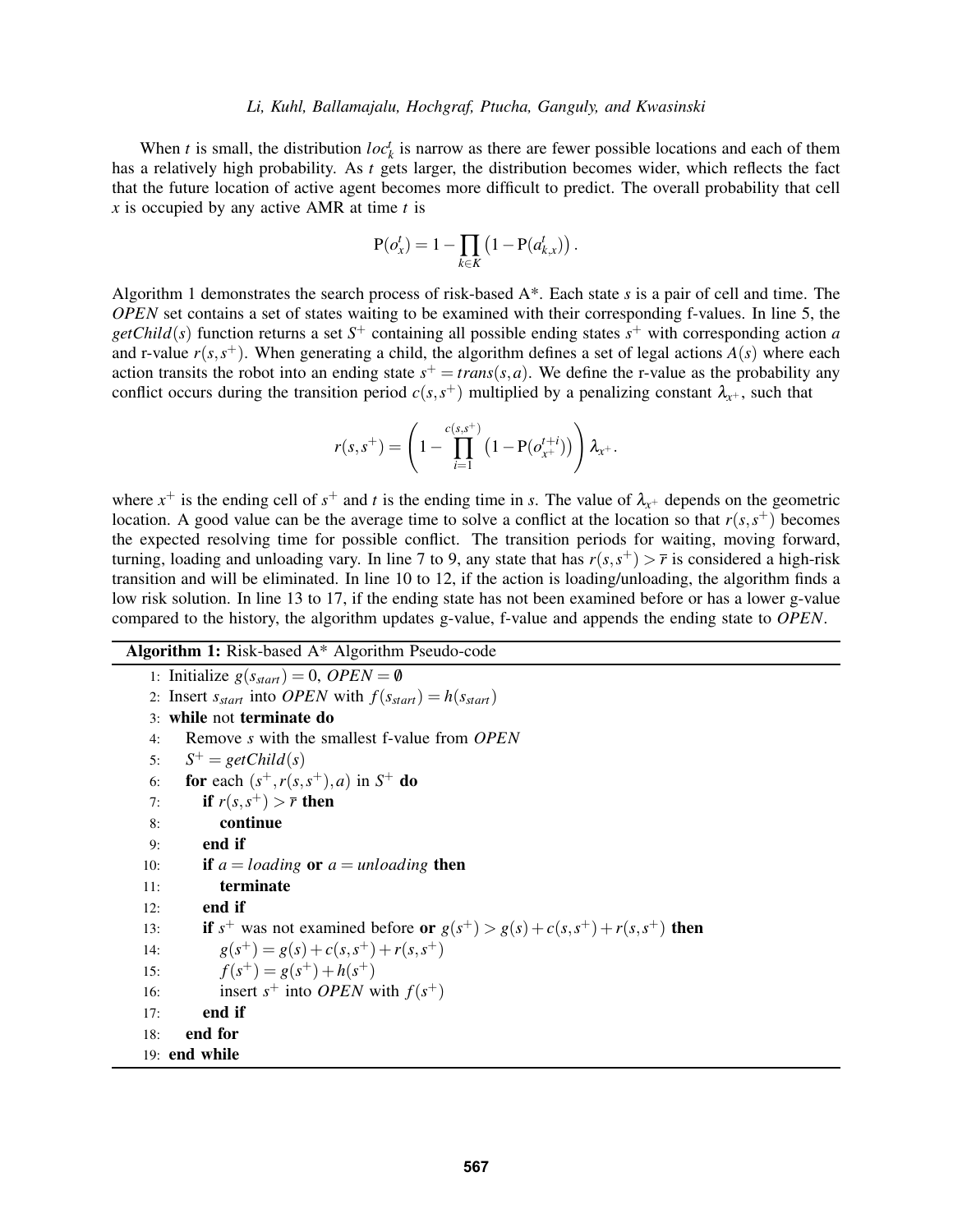When $t$ is small, the distribution $loc_k^t$ is narrow as there are fewer possible locations and each of them has a relatively high probability. As $t$ gets larger, the distribution becomes wider, which reflects the fact that the future location of active agent becomes more difficult to predict. The overall probability that cell $x$ is occupied by any active AMR at time $t$ is

$$\mathrm{P}(o_x^t) = 1 - \prod_{k \in K} \left(1 - \mathrm{P}(a_{k,x}^t)\right).$$

Algorithm 1 demonstrates the search process of risk-based A*. Each state $s$ is a pair of cell and time. The *OPEN* set contains a set of states waiting to be examined with their corresponding f-values. In line 5, the $getChild(s)$ function returns a set $S^+$ containing all possible ending states $s^+$ with corresponding action $a$ and r-value $r(s,s^+)$. When generating a child, the algorithm defines a set of legal actions $A(s)$ where each action transits the robot into an ending state $s^+ = trans(s,a)$. We define the r-value as the probability any conflict occurs during the transition period $c(s,s^+)$ multiplied by a penalizing constant $\lambda_{x^+}$, such that

$$r(s,s^+) = \left(1 - \prod_{i=1}^{c(s,s^+)} \left(1 - \mathrm{P}(o_{x^+}^{t+i})\right)\right) \lambda_{x^+}.$$

where $x^+$ is the ending cell of $s^+$ and $t$ is the ending time in $s$. The value of $\lambda_{x^+}$ depends on the geometric location. A good value can be the average time to solve a conflict at the location so that $r(s,s^+)$ becomes the expected resolving time for possible conflict. The transition periods for waiting, moving forward, turning, loading and unloading vary. In line 7 to 9, any state that has $r(s,s^+) > \bar{r}$ is considered a high-risk transition and will be eliminated. In line 10 to 12, if the action is loading/unloading, the algorithm finds a low risk solution. In line 13 to 17, if the ending state has not been examined before or has a lower g-value compared to the history, the algorithm updates g-value, f-value and appends the ending state to *OPEN*.

**Algorithm 1:** Risk-based A* Algorithm Pseudo-code

```
1:  Initialize g(s_start) = 0, OPEN = ∅
2:  Insert s_start into OPEN with f(s_start) = h(s_start)
3:  while not terminate do
4:      Remove s with the smallest f-value from OPEN
5:      S+ = getChild(s)
6:      for each (s+, r(s,s+), a) in S+ do
7:          if r(s,s+) > r̄ then
8:              continue
9:          end if
10:         if a = loading or a = unloading then
11:             terminate
12:         end if
13:         if s+ was not examined before or g(s+) > g(s) + c(s,s+) + r(s,s+) then
14:             g(s+) = g(s) + c(s,s+) + r(s,s+)
15:             f(s+) = g(s+) + h(s+)
16:             insert s+ into OPEN with f(s+)
17:         end if
18:     end for
19: end while
```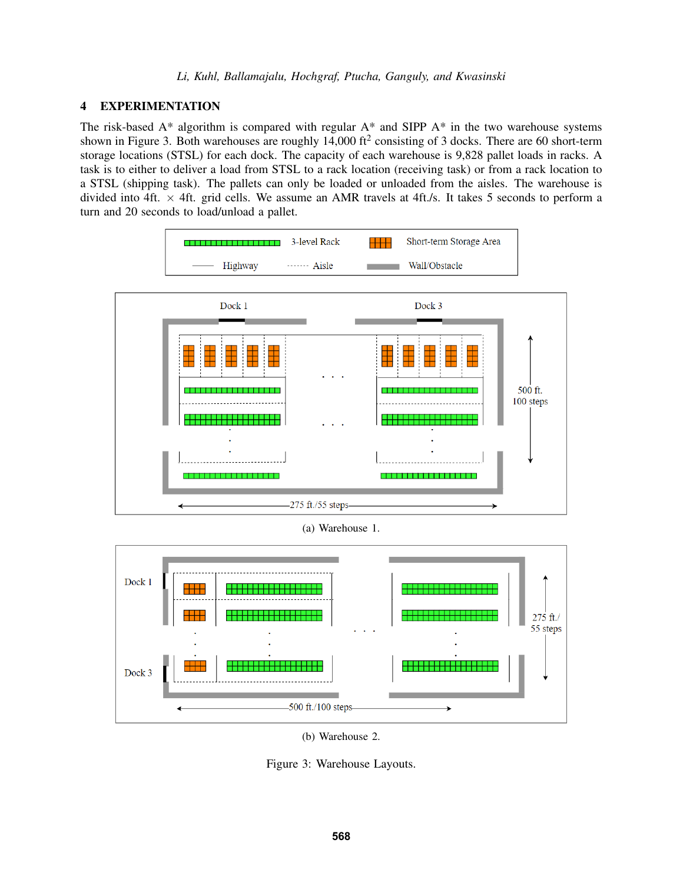## 4 EXPERIMENTATION

The risk-based A* algorithm is compared with regular A* and SIPP A* in the two warehouse systems shown in Figure 3. Both warehouses are roughly 14,000 ft$^2$ consisting of 3 docks. There are 60 short-term storage locations (STSL) for each dock. The capacity of each warehouse is 9,828 pallet loads in racks. A task is to either to deliver a load from STSL to a rack location (receiving task) or from a rack location to a STSL (shipping task). The pallets can only be loaded or unloaded from the aisles. The warehouse is divided into 4ft. $\times$ 4ft. grid cells. We assume an AMR travels at 4ft./s. It takes 5 seconds to perform a turn and 20 seconds to load/unload a pallet.

3-level Rack | Short-term Storage Area | Highway | Aisle | Wall/Obstacle

Dock 1 | Dock 3 | 500 ft. 100 steps | 275 ft./55 steps

(a) Warehouse 1.

Dock 1 | Dock 3 | 275 ft./ 55 steps | 500 ft./100 steps

(b) Warehouse 2.

Figure 3: Warehouse Layouts.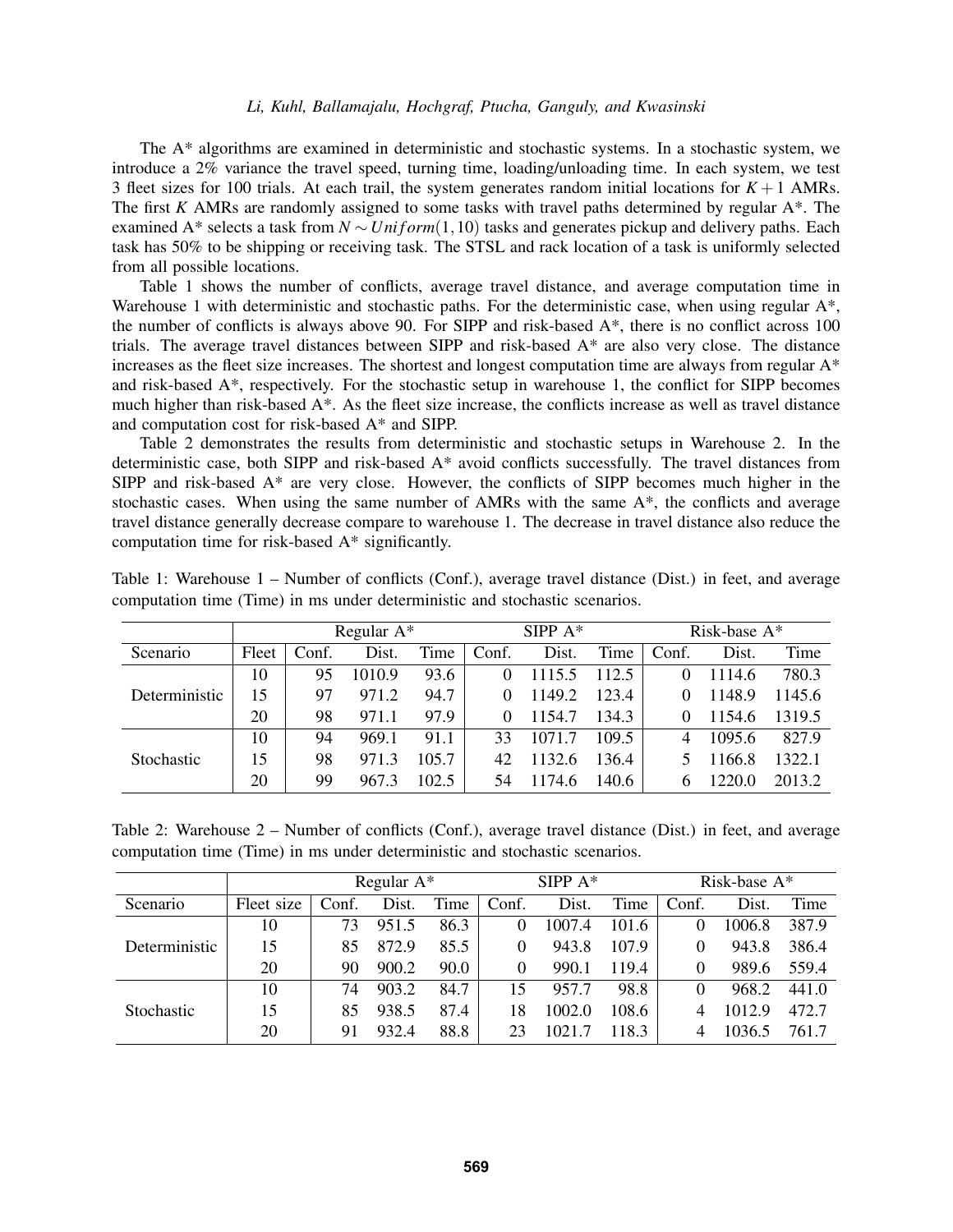The A* algorithms are examined in deterministic and stochastic systems. In a stochastic system, we introduce a 2% variance the travel speed, turning time, loading/unloading time. In each system, we test 3 fleet sizes for 100 trials. At each trail, the system generates random initial locations for $K+1$ AMRs. The first $K$ AMRs are randomly assigned to some tasks with travel paths determined by regular A*. The examined A* selects a task from $N \sim Uniform(1,10)$ tasks and generates pickup and delivery paths. Each task has 50% to be shipping or receiving task. The STSL and rack location of a task is uniformly selected from all possible locations.

Table 1 shows the number of conflicts, average travel distance, and average computation time in Warehouse 1 with deterministic and stochastic paths. For the deterministic case, when using regular A*, the number of conflicts is always above 90. For SIPP and risk-based A*, there is no conflict across 100 trials. The average travel distances between SIPP and risk-based A* are also very close. The distance increases as the fleet size increases. The shortest and longest computation time are always from regular A* and risk-based A*, respectively. For the stochastic setup in warehouse 1, the conflict for SIPP becomes much higher than risk-based A*. As the fleet size increase, the conflicts increase as well as travel distance and computation cost for risk-based A* and SIPP.

Table 2 demonstrates the results from deterministic and stochastic setups in Warehouse 2. In the deterministic case, both SIPP and risk-based A* avoid conflicts successfully. The travel distances from SIPP and risk-based A* are very close. However, the conflicts of SIPP becomes much higher in the stochastic cases. When using the same number of AMRs with the same A*, the conflicts and average travel distance generally decrease compare to warehouse 1. The decrease in travel distance also reduce the computation time for risk-based A* significantly.

Table 1: Warehouse 1 – Number of conflicts (Conf.), average travel distance (Dist.) in feet, and average computation time (Time) in ms under deterministic and stochastic scenarios.

| | | Regular A* | | | SIPP A* | | | Risk-base A* | | |
|---|---|---|---|---|---|---|---|---|---|---|
| Scenario | Fleet | Conf. | Dist. | Time | Conf. | Dist. | Time | Conf. | Dist. | Time |
| Deterministic | 10 | 95 | 1010.9 | 93.6 | 0 | 1115.5 | 112.5 | 0 | 1114.6 | 780.3 |
| | 15 | 97 | 971.2 | 94.7 | 0 | 1149.2 | 123.4 | 0 | 1148.9 | 1145.6 |
| | 20 | 98 | 971.1 | 97.9 | 0 | 1154.7 | 134.3 | 0 | 1154.6 | 1319.5 |
| Stochastic | 10 | 94 | 969.1 | 91.1 | 33 | 1071.7 | 109.5 | 4 | 1095.6 | 827.9 |
| | 15 | 98 | 971.3 | 105.7 | 42 | 1132.6 | 136.4 | 5 | 1166.8 | 1322.1 |
| | 20 | 99 | 967.3 | 102.5 | 54 | 1174.6 | 140.6 | 6 | 1220.0 | 2013.2 |

Table 2: Warehouse 2 – Number of conflicts (Conf.), average travel distance (Dist.) in feet, and average computation time (Time) in ms under deterministic and stochastic scenarios.

| | | Regular A* | | | SIPP A* | | | Risk-base A* | | |
|---|---|---|---|---|---|---|---|---|---|---|
| Scenario | Fleet size | Conf. | Dist. | Time | Conf. | Dist. | Time | Conf. | Dist. | Time |
| Deterministic | 10 | 73 | 951.5 | 86.3 | 0 | 1007.4 | 101.6 | 0 | 1006.8 | 387.9 |
| | 15 | 85 | 872.9 | 85.5 | 0 | 943.8 | 107.9 | 0 | 943.8 | 386.4 |
| | 20 | 90 | 900.2 | 90.0 | 0 | 990.1 | 119.4 | 0 | 989.6 | 559.4 |
| Stochastic | 10 | 74 | 903.2 | 84.7 | 15 | 957.7 | 98.8 | 0 | 968.2 | 441.0 |
| | 15 | 85 | 938.5 | 87.4 | 18 | 1002.0 | 108.6 | 4 | 1012.9 | 472.7 |
| | 20 | 91 | 932.4 | 88.8 | 23 | 1021.7 | 118.3 | 4 | 1036.5 | 761.7 |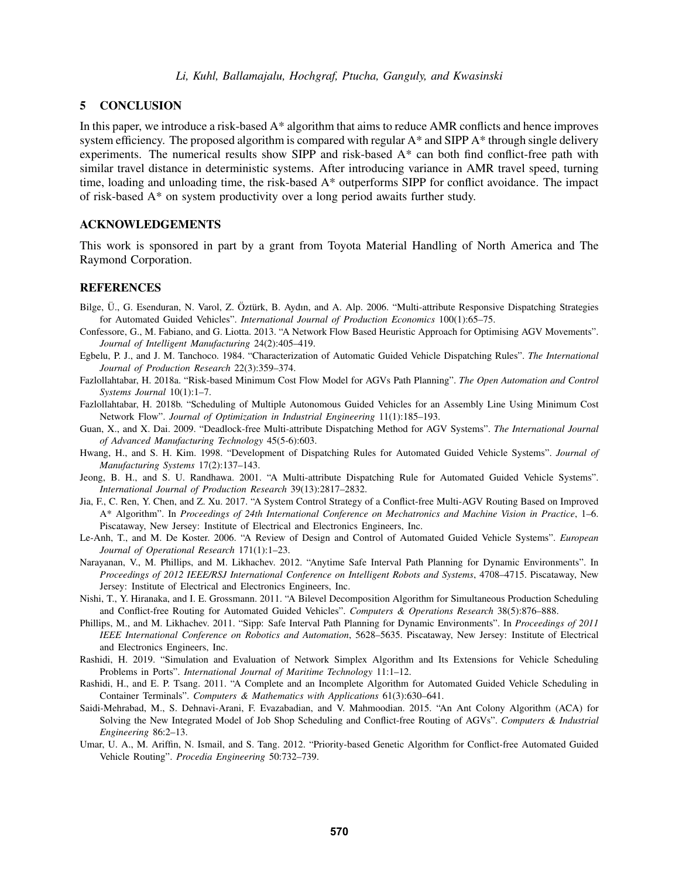## 5 CONCLUSION

In this paper, we introduce a risk-based A* algorithm that aims to reduce AMR conflicts and hence improves system efficiency. The proposed algorithm is compared with regular A* and SIPP A* through single delivery experiments. The numerical results show SIPP and risk-based A* can both find conflict-free path with similar travel distance in deterministic systems. After introducing variance in AMR travel speed, turning time, loading and unloading time, the risk-based A* outperforms SIPP for conflict avoidance. The impact of risk-based A* on system productivity over a long period awaits further study.

## ACKNOWLEDGEMENTS

This work is sponsored in part by a grant from Toyota Material Handling of North America and The Raymond Corporation.

## REFERENCES

Bilge, Ü., G. Esenduran, N. Varol, Z. Öztürk, B. Aydın, and A. Alp. 2006. "Multi-attribute Responsive Dispatching Strategies for Automated Guided Vehicles". *International Journal of Production Economics* 100(1):65–75.

Confessore, G., M. Fabiano, and G. Liotta. 2013. "A Network Flow Based Heuristic Approach for Optimising AGV Movements". *Journal of Intelligent Manufacturing* 24(2):405–419.

Egbelu, P. J., and J. M. Tanchoco. 1984. "Characterization of Automatic Guided Vehicle Dispatching Rules". *The International Journal of Production Research* 22(3):359–374.

Fazlollahtabar, H. 2018a. "Risk-based Minimum Cost Flow Model for AGVs Path Planning". *The Open Automation and Control Systems Journal* 10(1):1–7.

Fazlollahtabar, H. 2018b. "Scheduling of Multiple Autonomous Guided Vehicles for an Assembly Line Using Minimum Cost Network Flow". *Journal of Optimization in Industrial Engineering* 11(1):185–193.

Guan, X., and X. Dai. 2009. "Deadlock-free Multi-attribute Dispatching Method for AGV Systems". *The International Journal of Advanced Manufacturing Technology* 45(5-6):603.

Hwang, H., and S. H. Kim. 1998. "Development of Dispatching Rules for Automated Guided Vehicle Systems". *Journal of Manufacturing Systems* 17(2):137–143.

Jeong, B. H., and S. U. Randhawa. 2001. "A Multi-attribute Dispatching Rule for Automated Guided Vehicle Systems". *International Journal of Production Research* 39(13):2817–2832.

Jia, F., C. Ren, Y. Chen, and Z. Xu. 2017. "A System Control Strategy of a Conflict-free Multi-AGV Routing Based on Improved A* Algorithm". In *Proceedings of 24th International Conference on Mechatronics and Machine Vision in Practice*, 1–6. Piscataway, New Jersey: Institute of Electrical and Electronics Engineers, Inc.

Le-Anh, T., and M. De Koster. 2006. "A Review of Design and Control of Automated Guided Vehicle Systems". *European Journal of Operational Research* 171(1):1–23.

Narayanan, V., M. Phillips, and M. Likhachev. 2012. "Anytime Safe Interval Path Planning for Dynamic Environments". In *Proceedings of 2012 IEEE/RSJ International Conference on Intelligent Robots and Systems*, 4708–4715. Piscataway, New Jersey: Institute of Electrical and Electronics Engineers, Inc.

Nishi, T., Y. Hiranaka, and I. E. Grossmann. 2011. "A Bilevel Decomposition Algorithm for Simultaneous Production Scheduling and Conflict-free Routing for Automated Guided Vehicles". *Computers & Operations Research* 38(5):876–888.

Phillips, M., and M. Likhachev. 2011. "Sipp: Safe Interval Path Planning for Dynamic Environments". In *Proceedings of 2011 IEEE International Conference on Robotics and Automation*, 5628–5635. Piscataway, New Jersey: Institute of Electrical and Electronics Engineers, Inc.

Rashidi, H. 2019. "Simulation and Evaluation of Network Simplex Algorithm and Its Extensions for Vehicle Scheduling Problems in Ports". *International Journal of Maritime Technology* 11:1–12.

Rashidi, H., and E. P. Tsang. 2011. "A Complete and an Incomplete Algorithm for Automated Guided Vehicle Scheduling in Container Terminals". *Computers & Mathematics with Applications* 61(3):630–641.

Saidi-Mehrabad, M., S. Dehnavi-Arani, F. Evazabadian, and V. Mahmoodian. 2015. "An Ant Colony Algorithm (ACA) for Solving the New Integrated Model of Job Shop Scheduling and Conflict-free Routing of AGVs". *Computers & Industrial Engineering* 86:2–13.

Umar, U. A., M. Ariffin, N. Ismail, and S. Tang. 2012. "Priority-based Genetic Algorithm for Conflict-free Automated Guided Vehicle Routing". *Procedia Engineering* 50:732–739.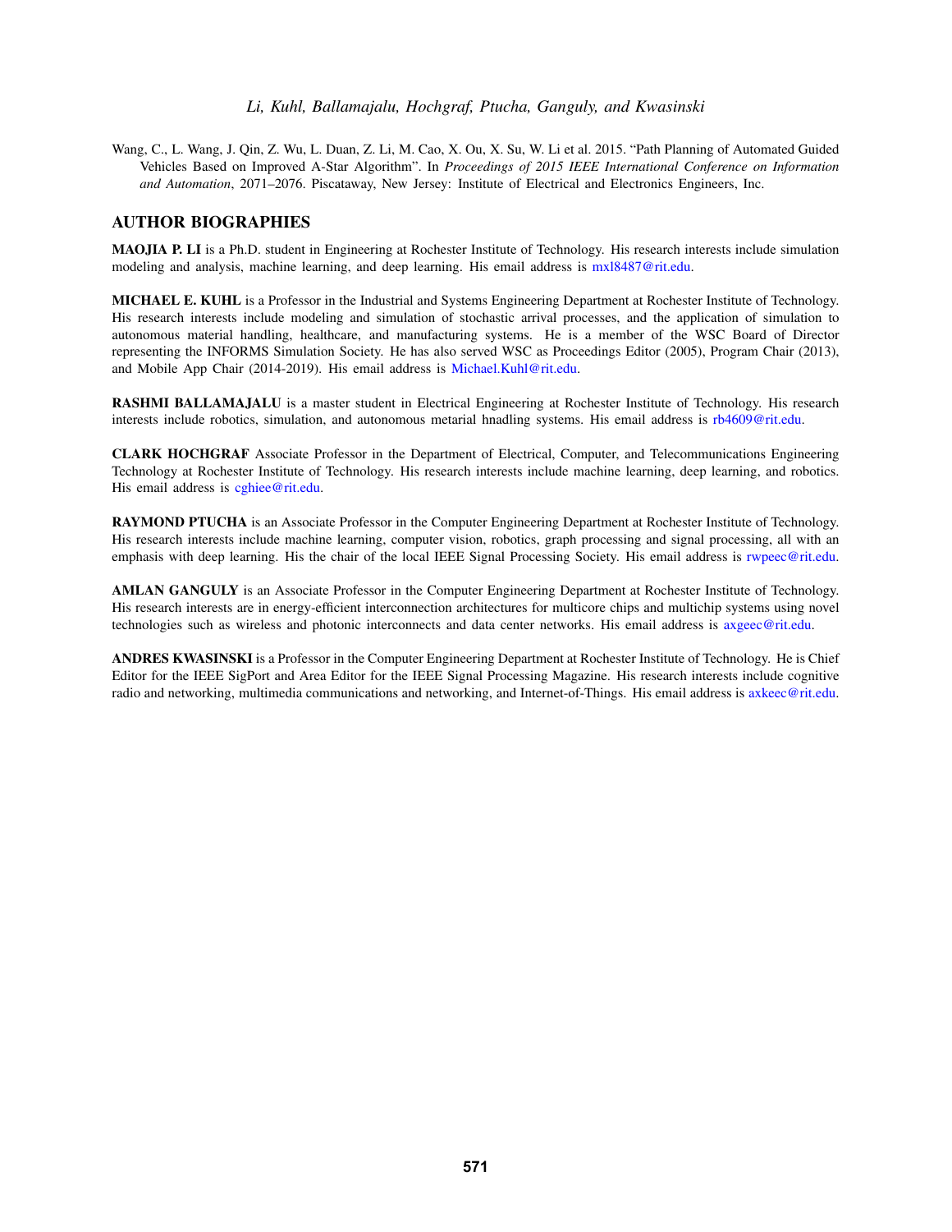Wang, C., L. Wang, J. Qin, Z. Wu, L. Duan, Z. Li, M. Cao, X. Ou, X. Su, W. Li et al. 2015. "Path Planning of Automated Guided Vehicles Based on Improved A-Star Algorithm". In *Proceedings of 2015 IEEE International Conference on Information and Automation*, 2071–2076. Piscataway, New Jersey: Institute of Electrical and Electronics Engineers, Inc.

## AUTHOR BIOGRAPHIES

**MAOJIA P. LI** is a Ph.D. student in Engineering at Rochester Institute of Technology. His research interests include simulation modeling and analysis, machine learning, and deep learning. His email address is mxl8487@rit.edu.

**MICHAEL E. KUHL** is a Professor in the Industrial and Systems Engineering Department at Rochester Institute of Technology. His research interests include modeling and simulation of stochastic arrival processes, and the application of simulation to autonomous material handling, healthcare, and manufacturing systems. He is a member of the WSC Board of Director representing the INFORMS Simulation Society. He has also served WSC as Proceedings Editor (2005), Program Chair (2013), and Mobile App Chair (2014-2019). His email address is Michael.Kuhl@rit.edu.

**RASHMI BALLAMAJALU** is a master student in Electrical Engineering at Rochester Institute of Technology. His research interests include robotics, simulation, and autonomous metarial hnadling systems. His email address is rb4609@rit.edu.

**CLARK HOCHGRAF** Associate Professor in the Department of Electrical, Computer, and Telecommunications Engineering Technology at Rochester Institute of Technology. His research interests include machine learning, deep learning, and robotics. His email address is cghiee@rit.edu.

**RAYMOND PTUCHA** is an Associate Professor in the Computer Engineering Department at Rochester Institute of Technology. His research interests include machine learning, computer vision, robotics, graph processing and signal processing, all with an emphasis with deep learning. His the chair of the local IEEE Signal Processing Society. His email address is rwpeec@rit.edu.

**AMLAN GANGULY** is an Associate Professor in the Computer Engineering Department at Rochester Institute of Technology. His research interests are in energy-efficient interconnection architectures for multicore chips and multichip systems using novel technologies such as wireless and photonic interconnects and data center networks. His email address is axgeec@rit.edu.

**ANDRES KWASINSKI** is a Professor in the Computer Engineering Department at Rochester Institute of Technology. He is Chief Editor for the IEEE SigPort and Area Editor for the IEEE Signal Processing Magazine. His research interests include cognitive radio and networking, multimedia communications and networking, and Internet-of-Things. His email address is axkeec@rit.edu.